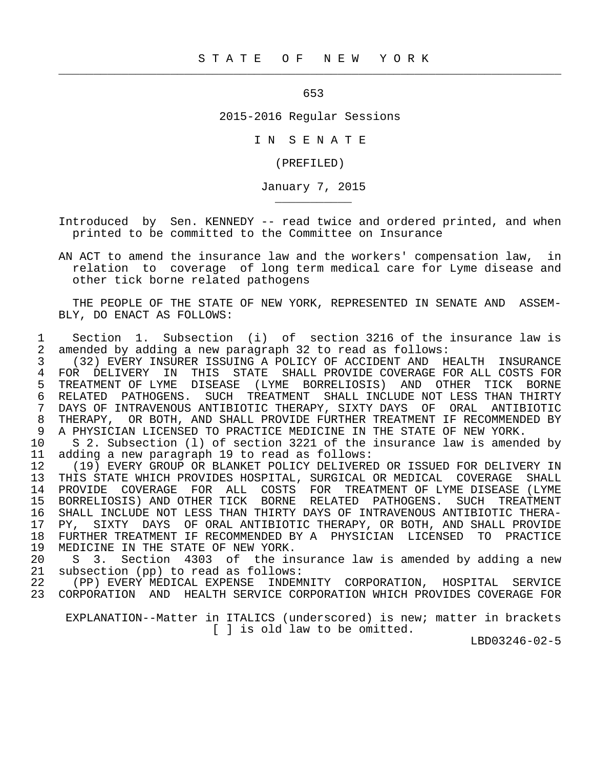# S T A T E O F N E W Y O R K

653

2015-2016 Regular Sessions

I N S E N A T E

(PREFILED)

January 7, 2015

Introduced by Sen. KENNEDY -- read twice and ordered printed, and when printed to be committed to the Committee on Insurance

AN ACT to amend the insurance law and the workers' compensation law, in relation to coverage of long term medical care for Lyme disease and other tick borne related pathogens

THE PEOPLE OF THE STATE OF NEW YORK, REPRESENTED IN SENATE AND ASSEMBLY, DO ENACT AS FOLLOWS:

1 Section 1. Subsection (i) of section 3216 of the insurance law is
2 amended by adding a new paragraph 32 to read as follows:
3 (32) EVERY INSURER ISSUING A POLICY OF ACCIDENT AND HEALTH INSURANCE
4 FOR DELIVERY IN THIS STATE SHALL PROVIDE COVERAGE FOR ALL COSTS FOR
5 TREATMENT OF LYME DISEASE (LYME BORRELIOSIS) AND OTHER TICK BORNE
6 RELATED PATHOGENS. SUCH TREATMENT SHALL INCLUDE NOT LESS THAN THIRTY
7 DAYS OF INTRAVENOUS ANTIBIOTIC THERAPY, SIXTY DAYS OF ORAL ANTIBIOTIC
8 THERAPY, OR BOTH, AND SHALL PROVIDE FURTHER TREATMENT IF RECOMMENDED BY
9 A PHYSICIAN LICENSED TO PRACTICE MEDICINE IN THE STATE OF NEW YORK.
10 S 2. Subsection (l) of section 3221 of the insurance law is amended by
11 adding a new paragraph 19 to read as follows:
12 (19) EVERY GROUP OR BLANKET POLICY DELIVERED OR ISSUED FOR DELIVERY IN
13 THIS STATE WHICH PROVIDES HOSPITAL, SURGICAL OR MEDICAL COVERAGE SHALL
14 PROVIDE COVERAGE FOR ALL COSTS FOR TREATMENT OF LYME DISEASE (LYME
15 BORRELIOSIS) AND OTHER TICK BORNE RELATED PATHOGENS. SUCH TREATMENT
16 SHALL INCLUDE NOT LESS THAN THIRTY DAYS OF INTRAVENOUS ANTIBIOTIC THERA-
17 PY, SIXTY DAYS OF ORAL ANTIBIOTIC THERAPY, OR BOTH, AND SHALL PROVIDE
18 FURTHER TREATMENT IF RECOMMENDED BY A PHYSICIAN LICENSED TO PRACTICE
19 MEDICINE IN THE STATE OF NEW YORK.
20 S 3. Section 4303 of the insurance law is amended by adding a new
21 subsection (pp) to read as follows:
22 (PP) EVERY MEDICAL EXPENSE INDEMNITY CORPORATION, HOSPITAL SERVICE
23 CORPORATION AND HEALTH SERVICE CORPORATION WHICH PROVIDES COVERAGE FOR

EXPLANATION--Matter in ITALICS (underscored) is new; matter in brackets [ ] is old law to be omitted.

LBD03246-02-5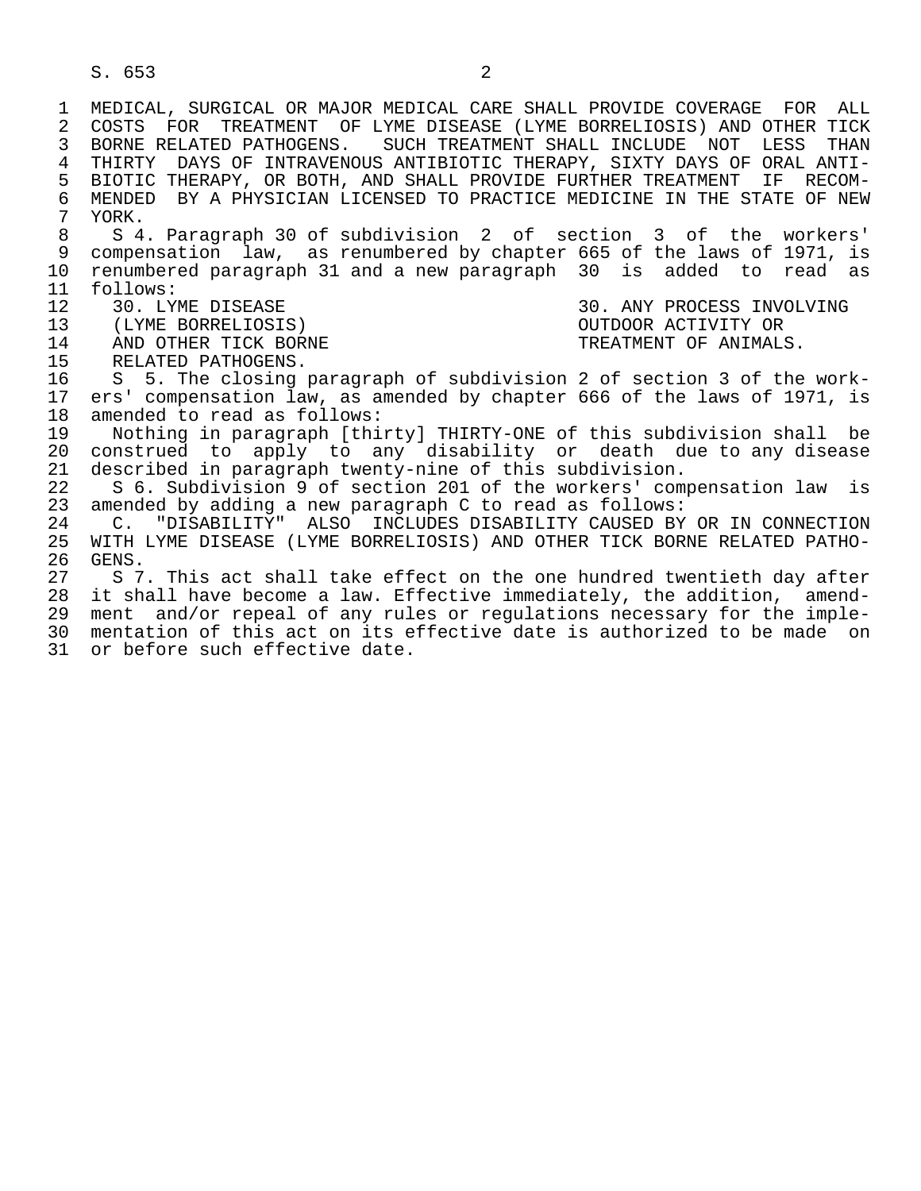MEDICAL, SURGICAL OR MAJOR MEDICAL CARE SHALL PROVIDE COVERAGE FOR ALL COSTS FOR TREATMENT OF LYME DISEASE (LYME BORRELIOSIS) AND OTHER TICK BORNE RELATED PATHOGENS. SUCH TREATMENT SHALL INCLUDE NOT LESS THAN THIRTY DAYS OF INTRAVENOUS ANTIBIOTIC THERAPY, SIXTY DAYS OF ORAL ANTIBIOTIC THERAPY, OR BOTH, AND SHALL PROVIDE FURTHER TREATMENT IF RECOMMENDED BY A PHYSICIAN LICENSED TO PRACTICE MEDICINE IN THE STATE OF NEW YORK.

S 4. Paragraph 30 of subdivision 2 of section 3 of the workers' compensation law, as renumbered by chapter 665 of the laws of 1971, is renumbered paragraph 31 and a new paragraph 30 is added to read as follows:

| | |
|---|---|
| 30. LYME DISEASE (LYME BORRELIOSIS) AND OTHER TICK BORNE RELATED PATHOGENS. | 30. ANY PROCESS INVOLVING OUTDOOR ACTIVITY OR TREATMENT OF ANIMALS. |

S 5. The closing paragraph of subdivision 2 of section 3 of the workers' compensation law, as amended by chapter 666 of the laws of 1971, is amended to read as follows:

Nothing in paragraph [thirty] THIRTY-ONE of this subdivision shall be construed to apply to any disability or death due to any disease described in paragraph twenty-nine of this subdivision.

S 6. Subdivision 9 of section 201 of the workers' compensation law is amended by adding a new paragraph C to read as follows:

C. "DISABILITY" ALSO INCLUDES DISABILITY CAUSED BY OR IN CONNECTION WITH LYME DISEASE (LYME BORRELIOSIS) AND OTHER TICK BORNE RELATED PATHOGENS.

S 7. This act shall take effect on the one hundred twentieth day after it shall have become a law. Effective immediately, the addition, amendment and/or repeal of any rules or regulations necessary for the implementation of this act on its effective date is authorized to be made on or before such effective date.